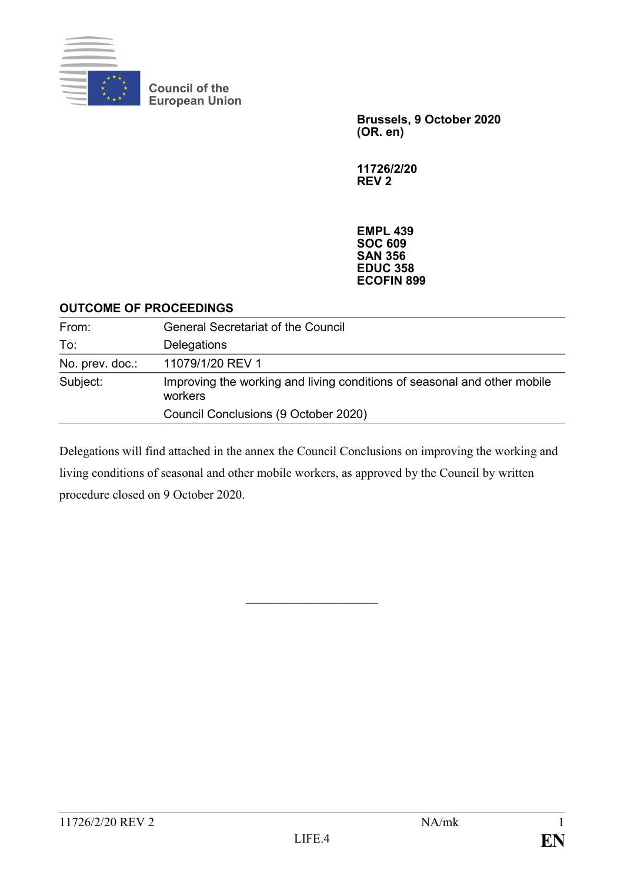Council of the
European Union

**Brussels, 9 October 2020**
**(OR. en)**

**11726/2/20**
**REV 2**

**EMPL 439**
**SOC 609**
**SAN 356**
**EDUC 358**
**ECOFIN 899**

**OUTCOME OF PROCEEDINGS**

| | |
|---|---|
| From: | General Secretariat of the Council |
| To: | Delegations |
| No. prev. doc.: | 11079/1/20 REV 1 |
| Subject: | Improving the working and living conditions of seasonal and other mobile workers<br>Council Conclusions (9 October 2020) |

Delegations will find attached in the annex the Council Conclusions on improving the working and living conditions of seasonal and other mobile workers, as approved by the Council by written procedure closed on 9 October 2020.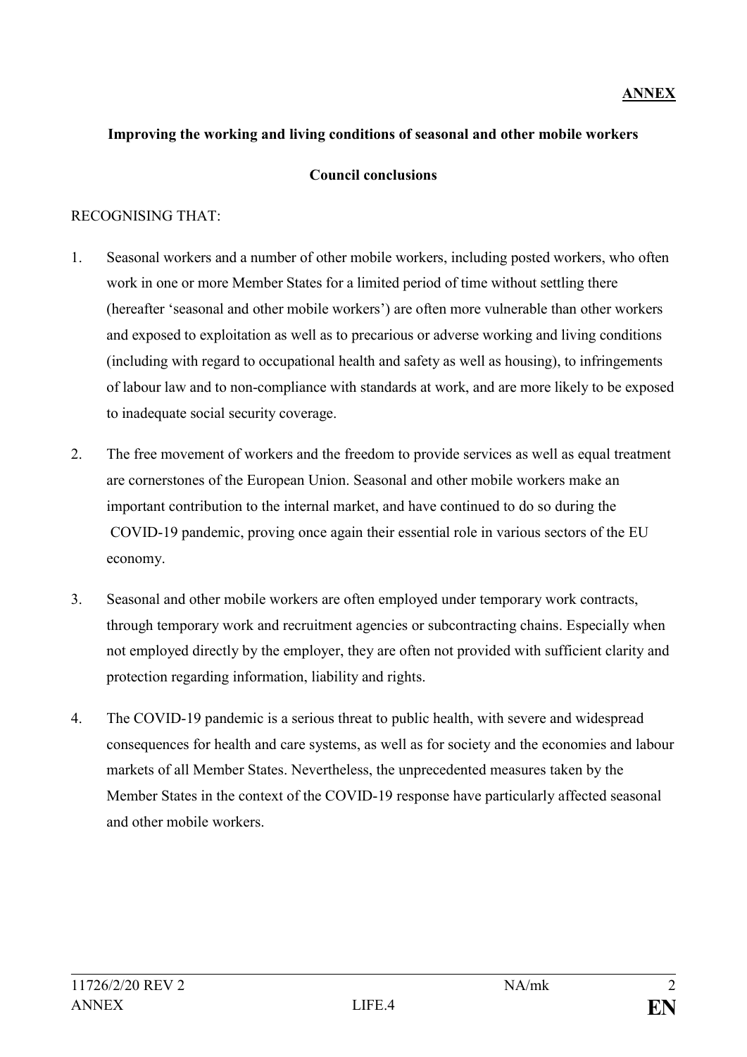**ANNEX**

**Improving the working and living conditions of seasonal and other mobile workers**

**Council conclusions**

RECOGNISING THAT:

1. Seasonal workers and a number of other mobile workers, including posted workers, who often work in one or more Member States for a limited period of time without settling there (hereafter 'seasonal and other mobile workers') are often more vulnerable than other workers and exposed to exploitation as well as to precarious or adverse working and living conditions (including with regard to occupational health and safety as well as housing), to infringements of labour law and to non-compliance with standards at work, and are more likely to be exposed to inadequate social security coverage.

2. The free movement of workers and the freedom to provide services as well as equal treatment are cornerstones of the European Union. Seasonal and other mobile workers make an important contribution to the internal market, and have continued to do so during the COVID-19 pandemic, proving once again their essential role in various sectors of the EU economy.

3. Seasonal and other mobile workers are often employed under temporary work contracts, through temporary work and recruitment agencies or subcontracting chains. Especially when not employed directly by the employer, they are often not provided with sufficient clarity and protection regarding information, liability and rights.

4. The COVID-19 pandemic is a serious threat to public health, with severe and widespread consequences for health and care systems, as well as for society and the economies and labour markets of all Member States. Nevertheless, the unprecedented measures taken by the Member States in the context of the COVID-19 response have particularly affected seasonal and other mobile workers.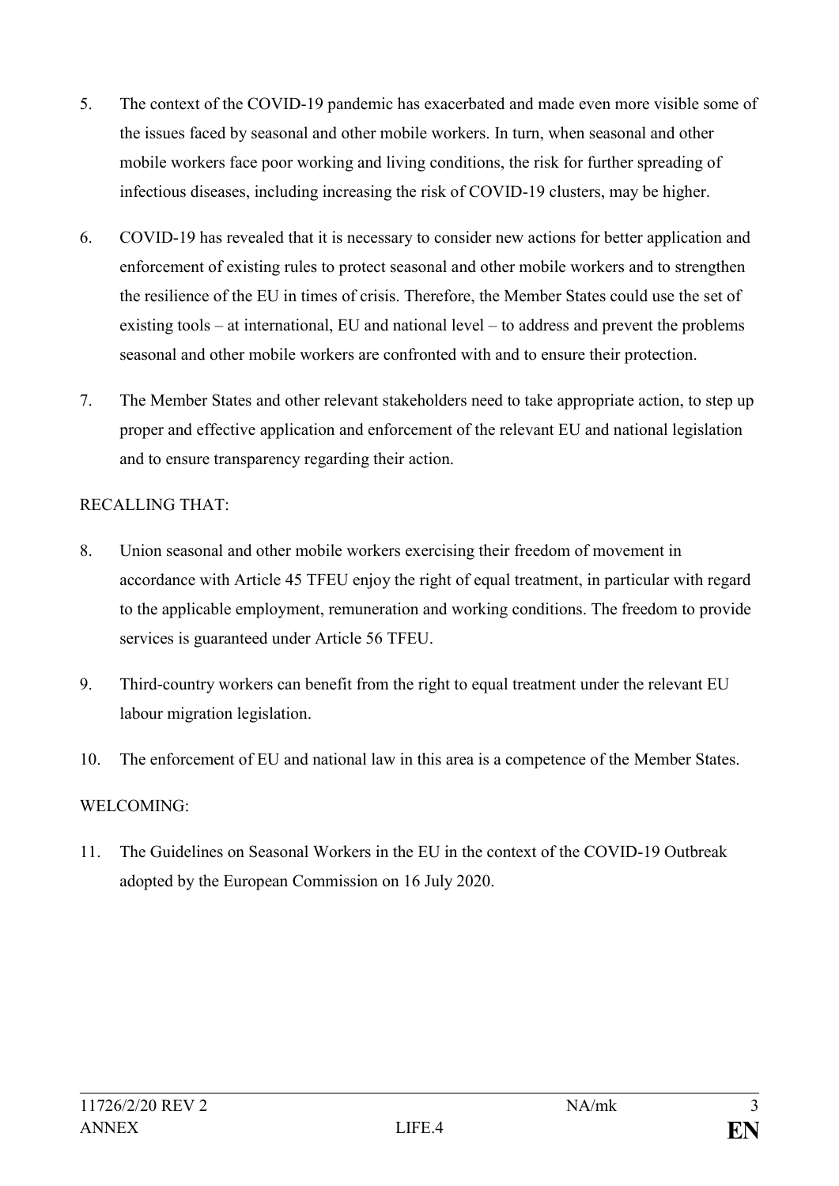5. The context of the COVID-19 pandemic has exacerbated and made even more visible some of the issues faced by seasonal and other mobile workers. In turn, when seasonal and other mobile workers face poor working and living conditions, the risk for further spreading of infectious diseases, including increasing the risk of COVID-19 clusters, may be higher.

6. COVID-19 has revealed that it is necessary to consider new actions for better application and enforcement of existing rules to protect seasonal and other mobile workers and to strengthen the resilience of the EU in times of crisis. Therefore, the Member States could use the set of existing tools – at international, EU and national level – to address and prevent the problems seasonal and other mobile workers are confronted with and to ensure their protection.

7. The Member States and other relevant stakeholders need to take appropriate action, to step up proper and effective application and enforcement of the relevant EU and national legislation and to ensure transparency regarding their action.

RECALLING THAT:

8. Union seasonal and other mobile workers exercising their freedom of movement in accordance with Article 45 TFEU enjoy the right of equal treatment, in particular with regard to the applicable employment, remuneration and working conditions. The freedom to provide services is guaranteed under Article 56 TFEU.

9. Third-country workers can benefit from the right to equal treatment under the relevant EU labour migration legislation.

10. The enforcement of EU and national law in this area is a competence of the Member States.

WELCOMING:

11. The Guidelines on Seasonal Workers in the EU in the context of the COVID-19 Outbreak adopted by the European Commission on 16 July 2020.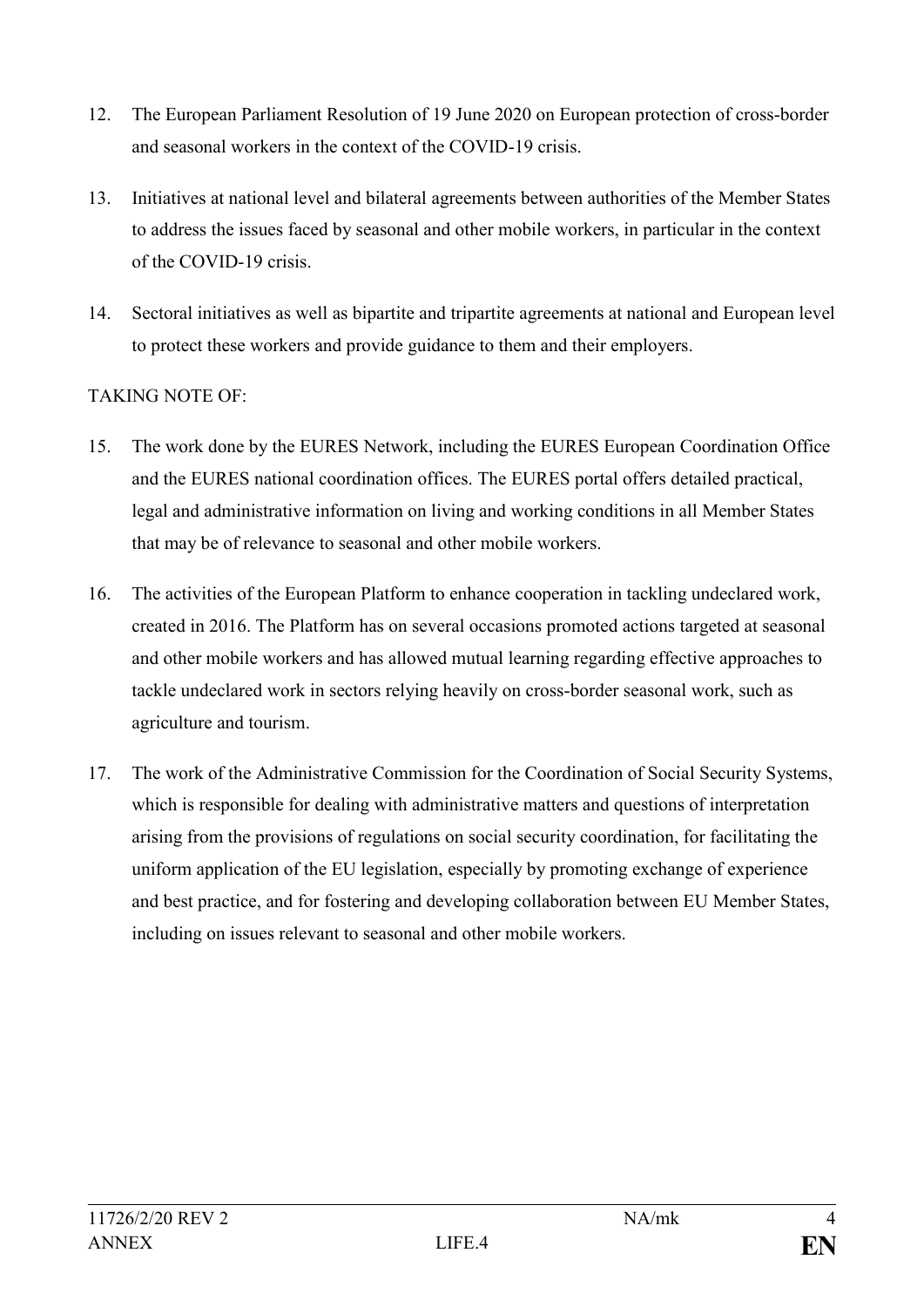12. The European Parliament Resolution of 19 June 2020 on European protection of cross-border and seasonal workers in the context of the COVID-19 crisis.

13. Initiatives at national level and bilateral agreements between authorities of the Member States to address the issues faced by seasonal and other mobile workers, in particular in the context of the COVID-19 crisis.

14. Sectoral initiatives as well as bipartite and tripartite agreements at national and European level to protect these workers and provide guidance to them and their employers.

TAKING NOTE OF:

15. The work done by the EURES Network, including the EURES European Coordination Office and the EURES national coordination offices. The EURES portal offers detailed practical, legal and administrative information on living and working conditions in all Member States that may be of relevance to seasonal and other mobile workers.

16. The activities of the European Platform to enhance cooperation in tackling undeclared work, created in 2016. The Platform has on several occasions promoted actions targeted at seasonal and other mobile workers and has allowed mutual learning regarding effective approaches to tackle undeclared work in sectors relying heavily on cross-border seasonal work, such as agriculture and tourism.

17. The work of the Administrative Commission for the Coordination of Social Security Systems, which is responsible for dealing with administrative matters and questions of interpretation arising from the provisions of regulations on social security coordination, for facilitating the uniform application of the EU legislation, especially by promoting exchange of experience and best practice, and for fostering and developing collaboration between EU Member States, including on issues relevant to seasonal and other mobile workers.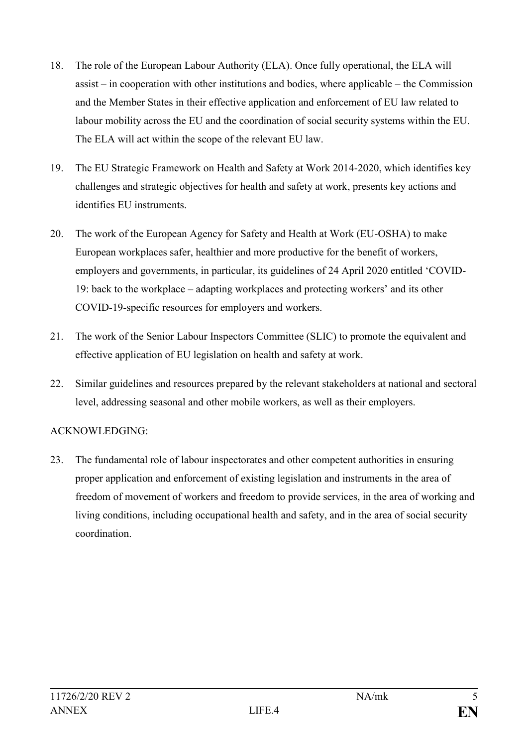18. The role of the European Labour Authority (ELA). Once fully operational, the ELA will assist – in cooperation with other institutions and bodies, where applicable – the Commission and the Member States in their effective application and enforcement of EU law related to labour mobility across the EU and the coordination of social security systems within the EU. The ELA will act within the scope of the relevant EU law.

19. The EU Strategic Framework on Health and Safety at Work 2014-2020, which identifies key challenges and strategic objectives for health and safety at work, presents key actions and identifies EU instruments.

20. The work of the European Agency for Safety and Health at Work (EU-OSHA) to make European workplaces safer, healthier and more productive for the benefit of workers, employers and governments, in particular, its guidelines of 24 April 2020 entitled 'COVID-19: back to the workplace – adapting workplaces and protecting workers' and its other COVID-19-specific resources for employers and workers.

21. The work of the Senior Labour Inspectors Committee (SLIC) to promote the equivalent and effective application of EU legislation on health and safety at work.

22. Similar guidelines and resources prepared by the relevant stakeholders at national and sectoral level, addressing seasonal and other mobile workers, as well as their employers.

ACKNOWLEDGING:

23. The fundamental role of labour inspectorates and other competent authorities in ensuring proper application and enforcement of existing legislation and instruments in the area of freedom of movement of workers and freedom to provide services, in the area of working and living conditions, including occupational health and safety, and in the area of social security coordination.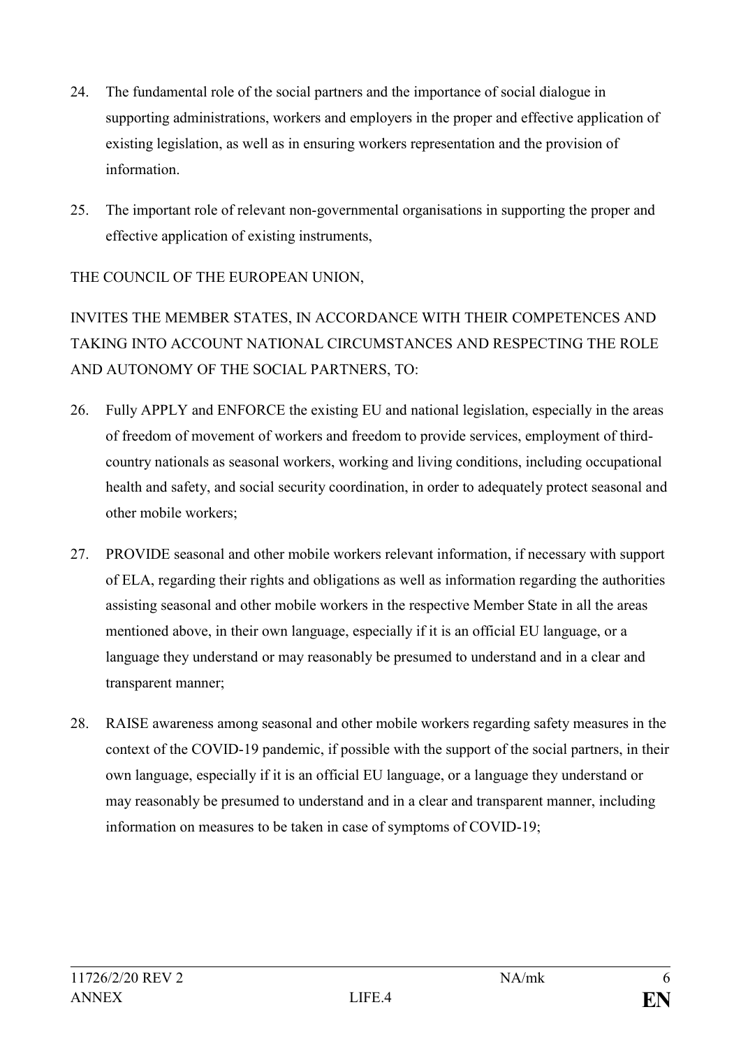24. The fundamental role of the social partners and the importance of social dialogue in supporting administrations, workers and employers in the proper and effective application of existing legislation, as well as in ensuring workers representation and the provision of information.

25. The important role of relevant non-governmental organisations in supporting the proper and effective application of existing instruments,

THE COUNCIL OF THE EUROPEAN UNION,

INVITES THE MEMBER STATES, IN ACCORDANCE WITH THEIR COMPETENCES AND TAKING INTO ACCOUNT NATIONAL CIRCUMSTANCES AND RESPECTING THE ROLE AND AUTONOMY OF THE SOCIAL PARTNERS, TO:

26. Fully APPLY and ENFORCE the existing EU and national legislation, especially in the areas of freedom of movement of workers and freedom to provide services, employment of third-country nationals as seasonal workers, working and living conditions, including occupational health and safety, and social security coordination, in order to adequately protect seasonal and other mobile workers;

27. PROVIDE seasonal and other mobile workers relevant information, if necessary with support of ELA, regarding their rights and obligations as well as information regarding the authorities assisting seasonal and other mobile workers in the respective Member State in all the areas mentioned above, in their own language, especially if it is an official EU language, or a language they understand or may reasonably be presumed to understand and in a clear and transparent manner;

28. RAISE awareness among seasonal and other mobile workers regarding safety measures in the context of the COVID-19 pandemic, if possible with the support of the social partners, in their own language, especially if it is an official EU language, or a language they understand or may reasonably be presumed to understand and in a clear and transparent manner, including information on measures to be taken in case of symptoms of COVID-19;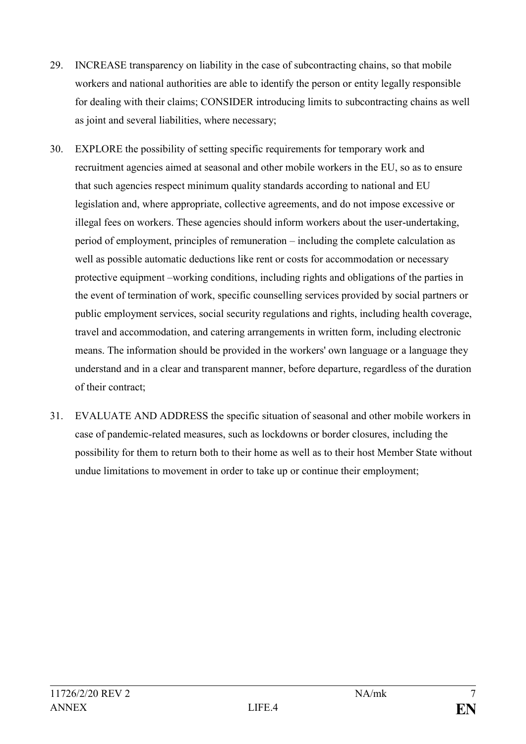29. INCREASE transparency on liability in the case of subcontracting chains, so that mobile workers and national authorities are able to identify the person or entity legally responsible for dealing with their claims; CONSIDER introducing limits to subcontracting chains as well as joint and several liabilities, where necessary;

30. EXPLORE the possibility of setting specific requirements for temporary work and recruitment agencies aimed at seasonal and other mobile workers in the EU, so as to ensure that such agencies respect minimum quality standards according to national and EU legislation and, where appropriate, collective agreements, and do not impose excessive or illegal fees on workers. These agencies should inform workers about the user-undertaking, period of employment, principles of remuneration – including the complete calculation as well as possible automatic deductions like rent or costs for accommodation or necessary protective equipment –working conditions, including rights and obligations of the parties in the event of termination of work, specific counselling services provided by social partners or public employment services, social security regulations and rights, including health coverage, travel and accommodation, and catering arrangements in written form, including electronic means. The information should be provided in the workers' own language or a language they understand and in a clear and transparent manner, before departure, regardless of the duration of their contract;

31. EVALUATE AND ADDRESS the specific situation of seasonal and other mobile workers in case of pandemic-related measures, such as lockdowns or border closures, including the possibility for them to return both to their home as well as to their host Member State without undue limitations to movement in order to take up or continue their employment;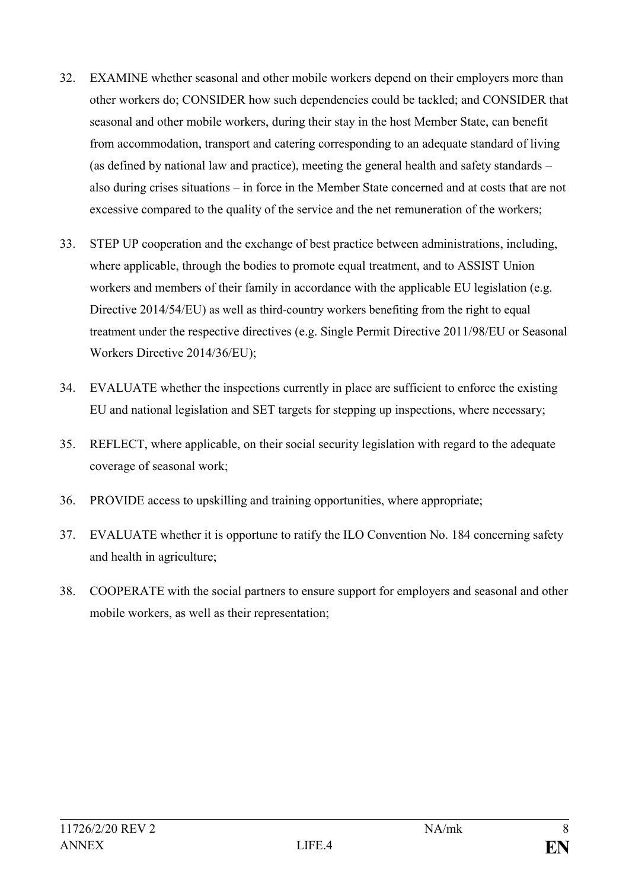32. EXAMINE whether seasonal and other mobile workers depend on their employers more than other workers do; CONSIDER how such dependencies could be tackled; and CONSIDER that seasonal and other mobile workers, during their stay in the host Member State, can benefit from accommodation, transport and catering corresponding to an adequate standard of living (as defined by national law and practice), meeting the general health and safety standards – also during crises situations – in force in the Member State concerned and at costs that are not excessive compared to the quality of the service and the net remuneration of the workers;

33. STEP UP cooperation and the exchange of best practice between administrations, including, where applicable, through the bodies to promote equal treatment, and to ASSIST Union workers and members of their family in accordance with the applicable EU legislation (e.g. Directive 2014/54/EU) as well as third-country workers benefiting from the right to equal treatment under the respective directives (e.g. Single Permit Directive 2011/98/EU or Seasonal Workers Directive 2014/36/EU);

34. EVALUATE whether the inspections currently in place are sufficient to enforce the existing EU and national legislation and SET targets for stepping up inspections, where necessary;

35. REFLECT, where applicable, on their social security legislation with regard to the adequate coverage of seasonal work;

36. PROVIDE access to upskilling and training opportunities, where appropriate;

37. EVALUATE whether it is opportune to ratify the ILO Convention No. 184 concerning safety and health in agriculture;

38. COOPERATE with the social partners to ensure support for employers and seasonal and other mobile workers, as well as their representation;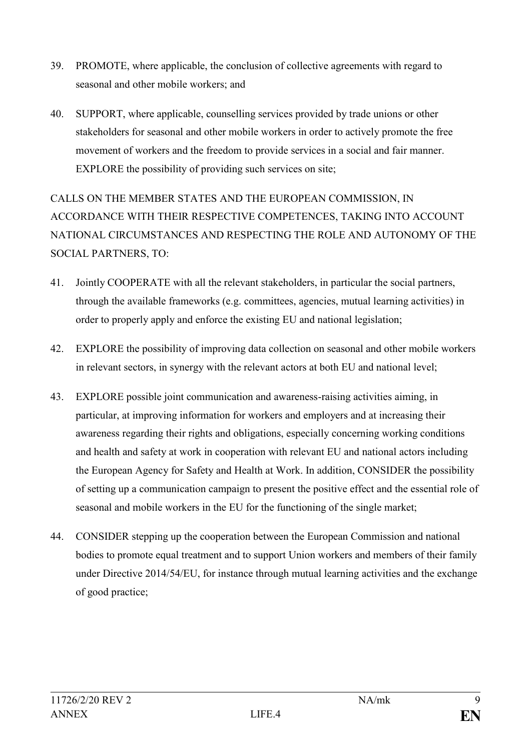39. PROMOTE, where applicable, the conclusion of collective agreements with regard to seasonal and other mobile workers; and

40. SUPPORT, where applicable, counselling services provided by trade unions or other stakeholders for seasonal and other mobile workers in order to actively promote the free movement of workers and the freedom to provide services in a social and fair manner. EXPLORE the possibility of providing such services on site;

CALLS ON THE MEMBER STATES AND THE EUROPEAN COMMISSION, IN ACCORDANCE WITH THEIR RESPECTIVE COMPETENCES, TAKING INTO ACCOUNT NATIONAL CIRCUMSTANCES AND RESPECTING THE ROLE AND AUTONOMY OF THE SOCIAL PARTNERS, TO:

41. Jointly COOPERATE with all the relevant stakeholders, in particular the social partners, through the available frameworks (e.g. committees, agencies, mutual learning activities) in order to properly apply and enforce the existing EU and national legislation;

42. EXPLORE the possibility of improving data collection on seasonal and other mobile workers in relevant sectors, in synergy with the relevant actors at both EU and national level;

43. EXPLORE possible joint communication and awareness-raising activities aiming, in particular, at improving information for workers and employers and at increasing their awareness regarding their rights and obligations, especially concerning working conditions and health and safety at work in cooperation with relevant EU and national actors including the European Agency for Safety and Health at Work. In addition, CONSIDER the possibility of setting up a communication campaign to present the positive effect and the essential role of seasonal and mobile workers in the EU for the functioning of the single market;

44. CONSIDER stepping up the cooperation between the European Commission and national bodies to promote equal treatment and to support Union workers and members of their family under Directive 2014/54/EU, for instance through mutual learning activities and the exchange of good practice;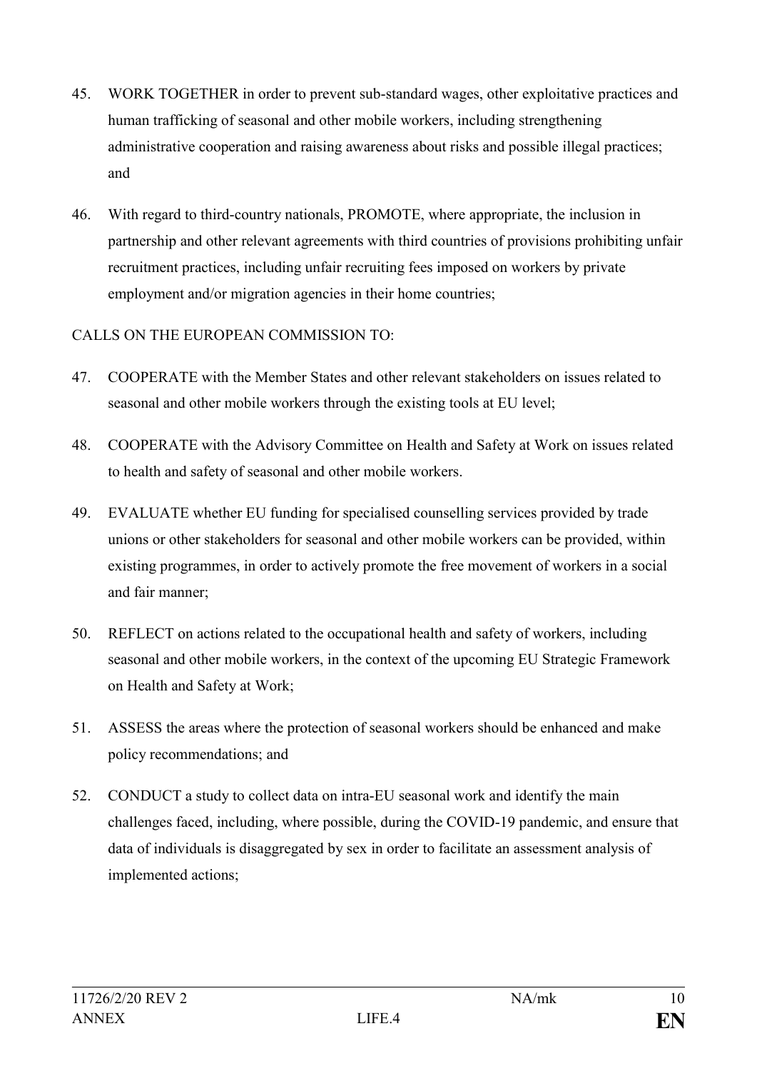45. WORK TOGETHER in order to prevent sub-standard wages, other exploitative practices and human trafficking of seasonal and other mobile workers, including strengthening administrative cooperation and raising awareness about risks and possible illegal practices; and

46. With regard to third-country nationals, PROMOTE, where appropriate, the inclusion in partnership and other relevant agreements with third countries of provisions prohibiting unfair recruitment practices, including unfair recruiting fees imposed on workers by private employment and/or migration agencies in their home countries;

CALLS ON THE EUROPEAN COMMISSION TO:

47. COOPERATE with the Member States and other relevant stakeholders on issues related to seasonal and other mobile workers through the existing tools at EU level;

48. COOPERATE with the Advisory Committee on Health and Safety at Work on issues related to health and safety of seasonal and other mobile workers.

49. EVALUATE whether EU funding for specialised counselling services provided by trade unions or other stakeholders for seasonal and other mobile workers can be provided, within existing programmes, in order to actively promote the free movement of workers in a social and fair manner;

50. REFLECT on actions related to the occupational health and safety of workers, including seasonal and other mobile workers, in the context of the upcoming EU Strategic Framework on Health and Safety at Work;

51. ASSESS the areas where the protection of seasonal workers should be enhanced and make policy recommendations; and

52. CONDUCT a study to collect data on intra-EU seasonal work and identify the main challenges faced, including, where possible, during the COVID-19 pandemic, and ensure that data of individuals is disaggregated by sex in order to facilitate an assessment analysis of implemented actions;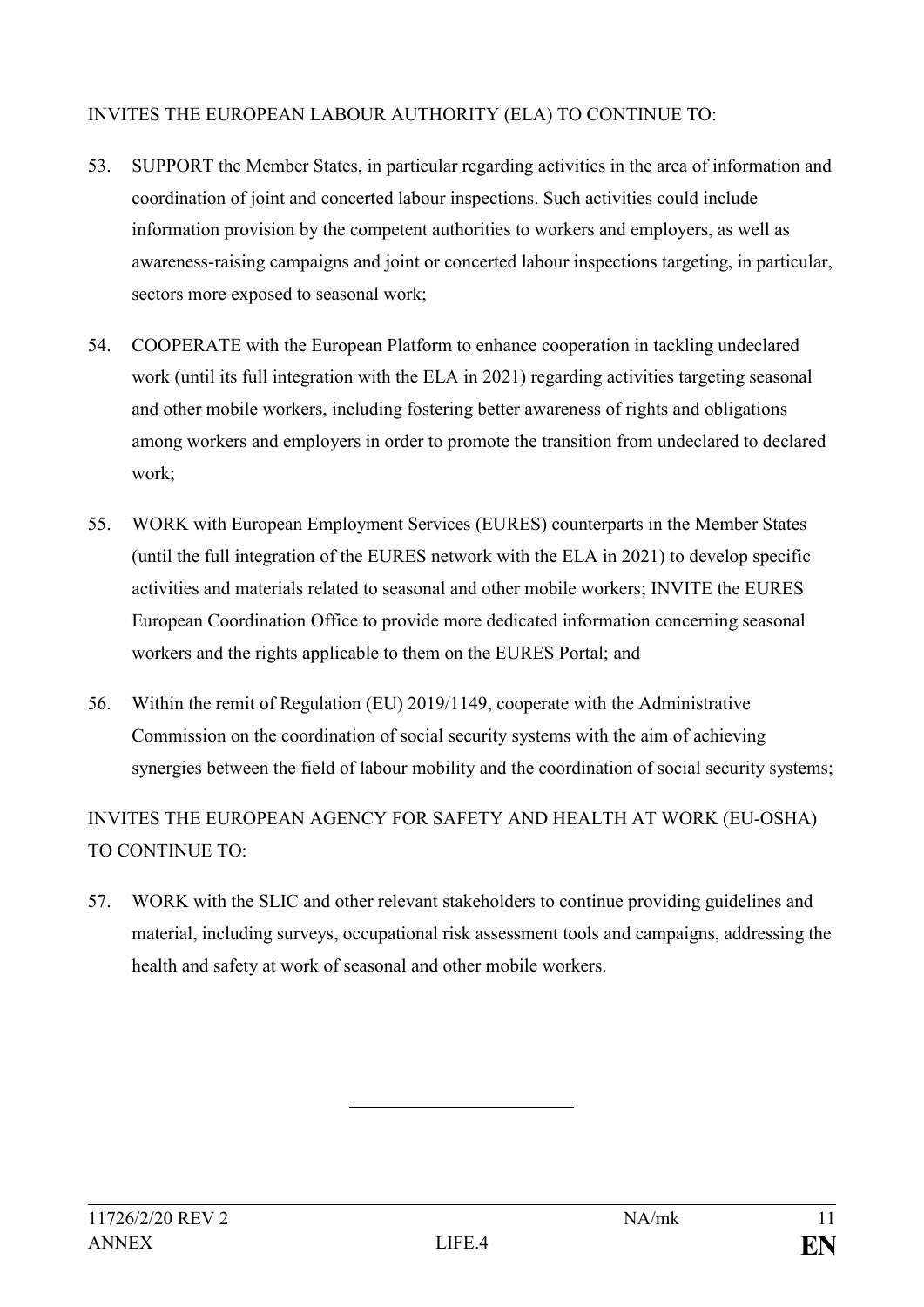INVITES THE EUROPEAN LABOUR AUTHORITY (ELA) TO CONTINUE TO:

53. SUPPORT the Member States, in particular regarding activities in the area of information and coordination of joint and concerted labour inspections. Such activities could include information provision by the competent authorities to workers and employers, as well as awareness-raising campaigns and joint or concerted labour inspections targeting, in particular, sectors more exposed to seasonal work;

54. COOPERATE with the European Platform to enhance cooperation in tackling undeclared work (until its full integration with the ELA in 2021) regarding activities targeting seasonal and other mobile workers, including fostering better awareness of rights and obligations among workers and employers in order to promote the transition from undeclared to declared work;

55. WORK with European Employment Services (EURES) counterparts in the Member States (until the full integration of the EURES network with the ELA in 2021) to develop specific activities and materials related to seasonal and other mobile workers; INVITE the EURES European Coordination Office to provide more dedicated information concerning seasonal workers and the rights applicable to them on the EURES Portal; and

56. Within the remit of Regulation (EU) 2019/1149, cooperate with the Administrative Commission on the coordination of social security systems with the aim of achieving synergies between the field of labour mobility and the coordination of social security systems;

INVITES THE EUROPEAN AGENCY FOR SAFETY AND HEALTH AT WORK (EU-OSHA) TO CONTINUE TO:

57. WORK with the SLIC and other relevant stakeholders to continue providing guidelines and material, including surveys, occupational risk assessment tools and campaigns, addressing the health and safety at work of seasonal and other mobile workers.